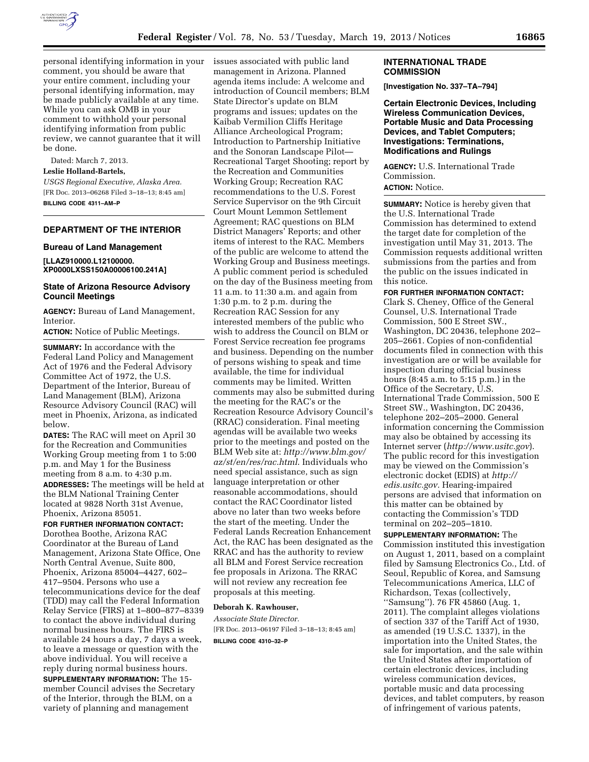personal identifying information in your comment, you should be aware that your entire comment, including your personal identifying information, may be made publicly available at any time. While you can ask OMB in your comment to withhold your personal identifying information from public review, we cannot guarantee that it will be done.

Dated: March 7, 2013.

**Leslie Holland-Bartels,**

*USGS Regional Executive, Alaska Area.*

[FR Doc. 2013–06268 Filed 3–18–13; 8:45 am]

**BILLING CODE 4311–AM–P**

## DEPARTMENT OF THE INTERIOR

### Bureau of Land Management

**[LLAZ910000.L12100000.XP0000LXSS150A00006100.241A]**

### State of Arizona Resource Advisory Council Meetings

**AGENCY:** Bureau of Land Management, Interior.

**ACTION:** Notice of Public Meetings.

**SUMMARY:** In accordance with the Federal Land Policy and Management Act of 1976 and the Federal Advisory Committee Act of 1972, the U.S. Department of the Interior, Bureau of Land Management (BLM), Arizona Resource Advisory Council (RAC) will meet in Phoenix, Arizona, as indicated below.

**DATES:** The RAC will meet on April 30 for the Recreation and Communities Working Group meeting from 1 to 5:00 p.m. and May 1 for the Business meeting from 8 a.m. to 4:30 p.m.

**ADDRESSES:** The meetings will be held at the BLM National Training Center located at 9828 North 31st Avenue, Phoenix, Arizona 85051.

**FOR FURTHER INFORMATION CONTACT:** Dorothea Boothe, Arizona RAC Coordinator at the Bureau of Land Management, Arizona State Office, One North Central Avenue, Suite 800, Phoenix, Arizona 85004–4427, 602–417–9504. Persons who use a telecommunications device for the deaf (TDD) may call the Federal Information Relay Service (FIRS) at 1–800–877–8339 to contact the above individual during normal business hours. The FIRS is available 24 hours a day, 7 days a week, to leave a message or question with the above individual. You will receive a reply during normal business hours.

**SUPPLEMENTARY INFORMATION:** The 15-member Council advises the Secretary of the Interior, through the BLM, on a variety of planning and management issues associated with public land management in Arizona. Planned agenda items include: A welcome and introduction of Council members; BLM State Director's update on BLM programs and issues; updates on the Kaibab Vermilion Cliffs Heritage Alliance Archeological Program; Introduction to Partnership Initiative and the Sonoran Landscape Pilot—Recreational Target Shooting; report by the Recreation and Communities Working Group; Recreation RAC recommendations to the U.S. Forest Service Supervisor on the 9th Circuit Court Mount Lemmon Settlement Agreement; RAC questions on BLM District Managers' Reports; and other items of interest to the RAC. Members of the public are welcome to attend the Working Group and Business meetings. A public comment period is scheduled on the day of the Business meeting from 11 a.m. to 11:30 a.m. and again from 1:30 p.m. to 2 p.m. during the Recreation RAC Session for any interested members of the public who wish to address the Council on BLM or Forest Service recreation fee programs and business. Depending on the number of persons wishing to speak and time available, the time for individual comments may be limited. Written comments may also be submitted during the meeting for the RAC's or the Recreation Resource Advisory Council's (RRAC) consideration. Final meeting agendas will be available two weeks prior to the meetings and posted on the BLM Web site at: *http://www.blm.gov/az/st/en/res/rac.html*. Individuals who need special assistance, such as sign language interpretation or other reasonable accommodations, should contact the RAC Coordinator listed above no later than two weeks before the start of the meeting. Under the Federal Lands Recreation Enhancement Act, the RAC has been designated as the RRAC and has the authority to review all BLM and Forest Service recreation fee proposals in Arizona. The RRAC will not review any recreation fee proposals at this meeting.

**Deborah K. Rawhouser,**

*Associate State Director.*

[FR Doc. 2013–06197 Filed 3–18–13; 8:45 am]

**BILLING CODE 4310–32–P**

## INTERNATIONAL TRADE COMMISSION

**[Investigation No. 337–TA–794]**

### Certain Electronic Devices, Including Wireless Communication Devices, Portable Music and Data Processing Devices, and Tablet Computers; Investigations: Terminations, Modifications and Rulings

**AGENCY:** U.S. International Trade Commission.

**ACTION:** Notice.

**SUMMARY:** Notice is hereby given that the U.S. International Trade Commission has determined to extend the target date for completion of the investigation until May 31, 2013. The Commission requests additional written submissions from the parties and from the public on the issues indicated in this notice.

**FOR FURTHER INFORMATION CONTACT:** Clark S. Cheney, Office of the General Counsel, U.S. International Trade Commission, 500 E Street SW., Washington, DC 20436, telephone 202–205–2661. Copies of non-confidential documents filed in connection with this investigation are or will be available for inspection during official business hours (8:45 a.m. to 5:15 p.m.) in the Office of the Secretary, U.S. International Trade Commission, 500 E Street SW., Washington, DC 20436, telephone 202–205–2000. General information concerning the Commission may also be obtained by accessing its Internet server (*http://www.usitc.gov*). The public record for this investigation may be viewed on the Commission's electronic docket (EDIS) at *http://edis.usitc.gov.* Hearing-impaired persons are advised that information on this matter can be obtained by contacting the Commission's TDD terminal on 202–205–1810.

**SUPPLEMENTARY INFORMATION:** The Commission instituted this investigation on August 1, 2011, based on a complaint filed by Samsung Electronics Co., Ltd. of Seoul, Republic of Korea, and Samsung Telecommunications America, LLC of Richardson, Texas (collectively, ''Samsung''). 76 FR 45860 (Aug. 1, 2011). The complaint alleges violations of section 337 of the Tariff Act of 1930, as amended (19 U.S.C. 1337), in the importation into the United States, the sale for importation, and the sale within the United States after importation of certain electronic devices, including wireless communication devices, portable music and data processing devices, and tablet computers, by reason of infringement of various patents,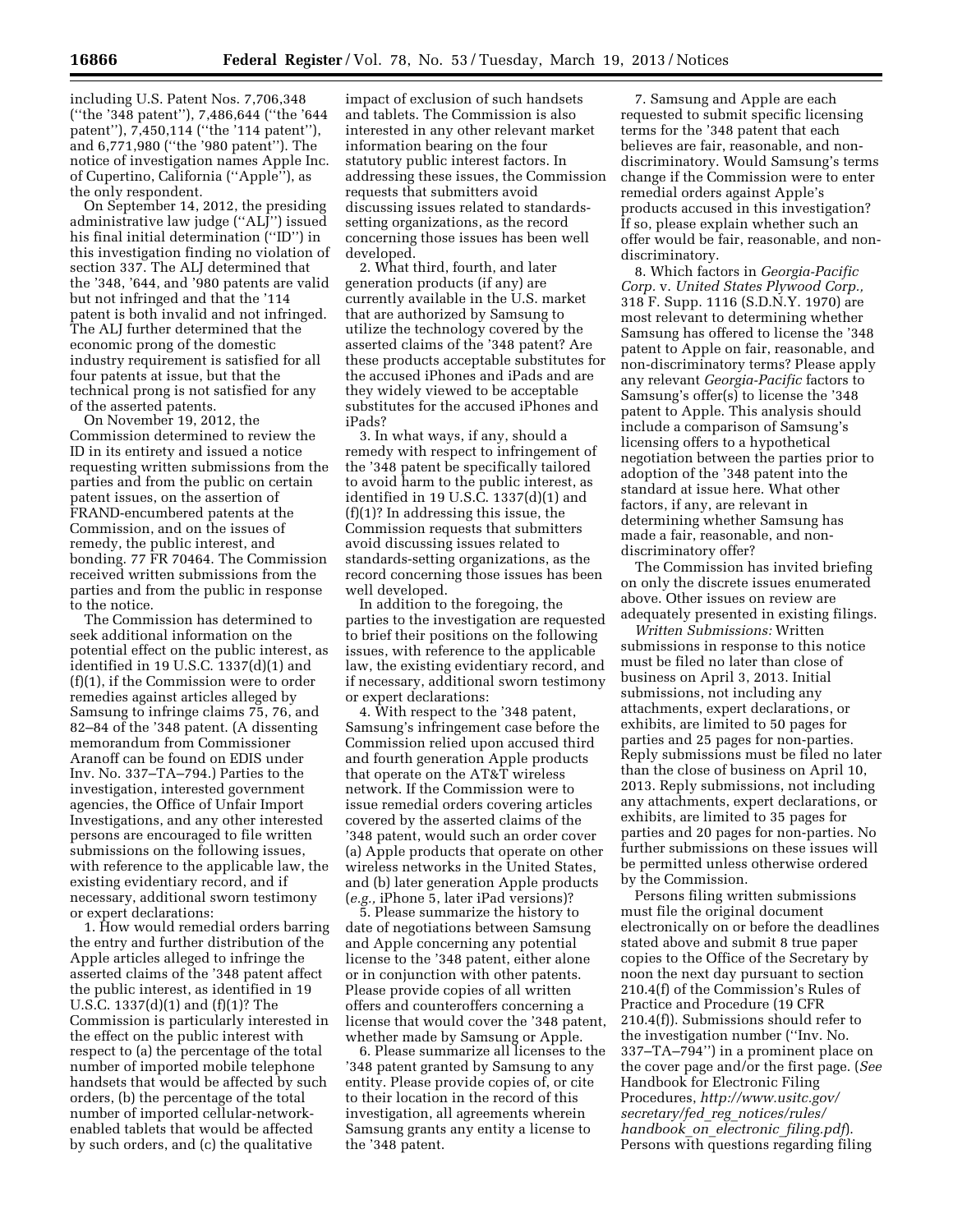including U.S. Patent Nos. 7,706,348 (''the '348 patent''), 7,486,644 (''the '644 patent''), 7,450,114 (''the '114 patent''), and 6,771,980 (''the '980 patent''). The notice of investigation names Apple Inc. of Cupertino, California (''Apple''), as the only respondent.

On September 14, 2012, the presiding administrative law judge (''ALJ'') issued his final initial determination (''ID'') in this investigation finding no violation of section 337. The ALJ determined that the '348, '644, and '980 patents are valid but not infringed and that the '114 patent is both invalid and not infringed. The ALJ further determined that the economic prong of the domestic industry requirement is satisfied for all four patents at issue, but that the technical prong is not satisfied for any of the asserted patents.

On November 19, 2012, the Commission determined to review the ID in its entirety and issued a notice requesting written submissions from the parties and from the public on certain patent issues, on the assertion of FRAND-encumbered patents at the Commission, and on the issues of remedy, the public interest, and bonding. 77 FR 70464. The Commission received written submissions from the parties and from the public in response to the notice.

The Commission has determined to seek additional information on the potential effect on the public interest, as identified in 19 U.S.C. 1337(d)(1) and (f)(1), if the Commission were to order remedies against articles alleged by Samsung to infringe claims 75, 76, and 82–84 of the '348 patent. (A dissenting memorandum from Commissioner Aranoff can be found on EDIS under Inv. No. 337–TA–794.) Parties to the investigation, interested government agencies, the Office of Unfair Import Investigations, and any other interested persons are encouraged to file written submissions on the following issues, with reference to the applicable law, the existing evidentiary record, and if necessary, additional sworn testimony or expert declarations:

1. How would remedial orders barring the entry and further distribution of the Apple articles alleged to infringe the asserted claims of the '348 patent affect the public interest, as identified in 19 U.S.C. 1337(d)(1) and (f)(1)? The Commission is particularly interested in the effect on the public interest with respect to (a) the percentage of the total number of imported mobile telephone handsets that would be affected by such orders, (b) the percentage of the total number of imported cellular-network-enabled tablets that would be affected by such orders, and (c) the qualitative impact of exclusion of such handsets and tablets. The Commission is also interested in any other relevant market information bearing on the four statutory public interest factors. In addressing these issues, the Commission requests that submitters avoid discussing issues related to standards-setting organizations, as the record concerning those issues has been well developed.

2. What third, fourth, and later generation products (if any) are currently available in the U.S. market that are authorized by Samsung to utilize the technology covered by the asserted claims of the '348 patent? Are these products acceptable substitutes for the accused iPhones and iPads and are they widely viewed to be acceptable substitutes for the accused iPhones and iPads?

3. In what ways, if any, should a remedy with respect to infringement of the '348 patent be specifically tailored to avoid harm to the public interest, as identified in 19 U.S.C. 1337(d)(1) and (f)(1)? In addressing this issue, the Commission requests that submitters avoid discussing issues related to standards-setting organizations, as the record concerning those issues has been well developed.

In addition to the foregoing, the parties to the investigation are requested to brief their positions on the following issues, with reference to the applicable law, the existing evidentiary record, and if necessary, additional sworn testimony or expert declarations:

4. With respect to the '348 patent, Samsung's infringement case before the Commission relied upon accused third and fourth generation Apple products that operate on the AT&T wireless network. If the Commission were to issue remedial orders covering articles covered by the asserted claims of the '348 patent, would such an order cover (a) Apple products that operate on other wireless networks in the United States, and (b) later generation Apple products (*e.g.,* iPhone 5, later iPad versions)?

5. Please summarize the history to date of negotiations between Samsung and Apple concerning any potential license to the '348 patent, either alone or in conjunction with other patents. Please provide copies of all written offers and counteroffers concerning a license that would cover the '348 patent, whether made by Samsung or Apple.

6. Please summarize all licenses to the '348 patent granted by Samsung to any entity. Please provide copies of, or cite to their location in the record of this investigation, all agreements wherein Samsung grants any entity a license to the '348 patent.

7. Samsung and Apple are each requested to submit specific licensing terms for the '348 patent that each believes are fair, reasonable, and non-discriminatory. Would Samsung's terms change if the Commission were to enter remedial orders against Apple's products accused in this investigation? If so, please explain whether such an offer would be fair, reasonable, and non-discriminatory.

8. Which factors in *Georgia-Pacific Corp.* v. *United States Plywood Corp.,* 318 F. Supp. 1116 (S.D.N.Y. 1970) are most relevant to determining whether Samsung has offered to license the '348 patent to Apple on fair, reasonable, and non-discriminatory terms? Please apply any relevant *Georgia-Pacific* factors to Samsung's offer(s) to license the '348 patent to Apple. This analysis should include a comparison of Samsung's licensing offers to a hypothetical negotiation between the parties prior to adoption of the '348 patent into the standard at issue here. What other factors, if any, are relevant in determining whether Samsung has made a fair, reasonable, and non-discriminatory offer?

The Commission has invited briefing on only the discrete issues enumerated above. Other issues on review are adequately presented in existing filings.

*Written Submissions:* Written submissions in response to this notice must be filed no later than close of business on April 3, 2013. Initial submissions, not including any attachments, expert declarations, or exhibits, are limited to 50 pages for parties and 25 pages for non-parties. Reply submissions must be filed no later than the close of business on April 10, 2013. Reply submissions, not including any attachments, expert declarations, or exhibits, are limited to 35 pages for parties and 20 pages for non-parties. No further submissions on these issues will be permitted unless otherwise ordered by the Commission.

Persons filing written submissions must file the original document electronically on or before the deadlines stated above and submit 8 true paper copies to the Office of the Secretary by noon the next day pursuant to section 210.4(f) of the Commission's Rules of Practice and Procedure (19 CFR 210.4(f)). Submissions should refer to the investigation number (''Inv. No. 337–TA–794'') in a prominent place on the cover page and/or the first page. (*See* Handbook for Electronic Filing Procedures, *http://www.usitc.gov/secretary/fed_reg_notices/rules/handbook_on_electronic_filing.pdf*). Persons with questions regarding filing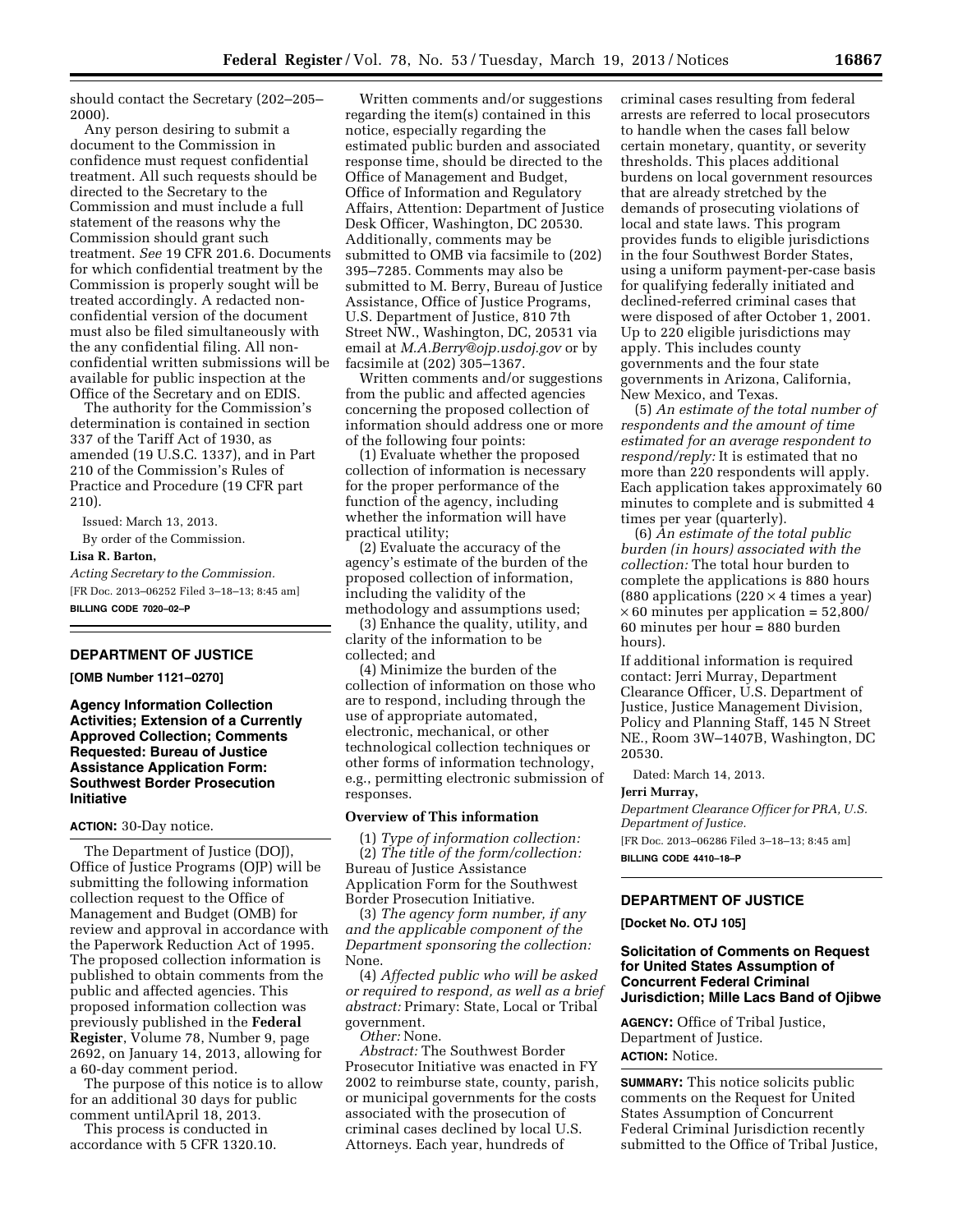should contact the Secretary (202–205–2000).

Any person desiring to submit a document to the Commission in confidence must request confidential treatment. All such requests should be directed to the Secretary to the Commission and must include a full statement of the reasons why the Commission should grant such treatment. *See* 19 CFR 201.6. Documents for which confidential treatment by the Commission is properly sought will be treated accordingly. A redacted non-confidential version of the document must also be filed simultaneously with the any confidential filing. All non-confidential written submissions will be available for public inspection at the Office of the Secretary and on EDIS.

The authority for the Commission's determination is contained in section 337 of the Tariff Act of 1930, as amended (19 U.S.C. 1337), and in Part 210 of the Commission's Rules of Practice and Procedure (19 CFR part 210).

Issued: March 13, 2013.

By order of the Commission.

**Lisa R. Barton,**

*Acting Secretary to the Commission.*

[FR Doc. 2013–06252 Filed 3–18–13; 8:45 am]

**BILLING CODE 7020–02–P**

## DEPARTMENT OF JUSTICE

**[OMB Number 1121–0270]**

## Agency Information Collection Activities; Extension of a Currently Approved Collection; Comments Requested: Bureau of Justice Assistance Application Form: Southwest Border Prosecution Initiative

**ACTION:** 30-Day notice.

The Department of Justice (DOJ), Office of Justice Programs (OJP) will be submitting the following information collection request to the Office of Management and Budget (OMB) for review and approval in accordance with the Paperwork Reduction Act of 1995. The proposed collection information is published to obtain comments from the public and affected agencies. This proposed information collection was previously published in the **Federal Register**, Volume 78, Number 9, page 2692, on January 14, 2013, allowing for a 60-day comment period.

The purpose of this notice is to allow for an additional 30 days for public comment untilApril 18, 2013.

This process is conducted in accordance with 5 CFR 1320.10.

Written comments and/or suggestions regarding the item(s) contained in this notice, especially regarding the estimated public burden and associated response time, should be directed to the Office of Management and Budget, Office of Information and Regulatory Affairs, Attention: Department of Justice Desk Officer, Washington, DC 20530. Additionally, comments may be submitted to OMB via facsimile to (202) 395–7285. Comments may also be submitted to M. Berry, Bureau of Justice Assistance, Office of Justice Programs, U.S. Department of Justice, 810 7th Street NW., Washington, DC, 20531 via email at *M.A.Berry@ojp.usdoj.gov* or by facsimile at (202) 305–1367.

Written comments and/or suggestions from the public and affected agencies concerning the proposed collection of information should address one or more of the following four points:

(1) Evaluate whether the proposed collection of information is necessary for the proper performance of the function of the agency, including whether the information will have practical utility;

(2) Evaluate the accuracy of the agency's estimate of the burden of the proposed collection of information, including the validity of the methodology and assumptions used;

(3) Enhance the quality, utility, and clarity of the information to be collected; and

(4) Minimize the burden of the collection of information on those who are to respond, including through the use of appropriate automated, electronic, mechanical, or other technological collection techniques or other forms of information technology, e.g., permitting electronic submission of responses.

### Overview of This information

(1) *Type of information collection:*

(2) *The title of the form/collection:* Bureau of Justice Assistance Application Form for the Southwest Border Prosecution Initiative.

(3) *The agency form number, if any and the applicable component of the Department sponsoring the collection:* None.

(4) *Affected public who will be asked or required to respond, as well as a brief abstract:* Primary: State, Local or Tribal government.

*Other:* None.

*Abstract:* The Southwest Border Prosecutor Initiative was enacted in FY 2002 to reimburse state, county, parish, or municipal governments for the costs associated with the prosecution of criminal cases declined by local U.S. Attorneys. Each year, hundreds of criminal cases resulting from federal arrests are referred to local prosecutors to handle when the cases fall below certain monetary, quantity, or severity thresholds. This places additional burdens on local government resources that are already stretched by the demands of prosecuting violations of local and state laws. This program provides funds to eligible jurisdictions in the four Southwest Border States, using a uniform payment-per-case basis for qualifying federally initiated and declined-referred criminal cases that were disposed of after October 1, 2001. Up to 220 eligible jurisdictions may apply. This includes county governments and the four state governments in Arizona, California, New Mexico, and Texas.

(5) *An estimate of the total number of respondents and the amount of time estimated for an average respondent to respond/reply:* It is estimated that no more than 220 respondents will apply. Each application takes approximately 60 minutes to complete and is submitted 4 times per year (quarterly).

(6) *An estimate of the total public burden (in hours) associated with the collection:* The total hour burden to complete the applications is 880 hours (880 applications ($220 \times 4$ times a year) $\times$ 60 minutes per application = 52,800/60 minutes per hour = 880 burden hours).

If additional information is required contact: Jerri Murray, Department Clearance Officer, U.S. Department of Justice, Justice Management Division, Policy and Planning Staff, 145 N Street NE., Room 3W–1407B, Washington, DC 20530.

Dated: March 14, 2013.

**Jerri Murray,**

*Department Clearance Officer for PRA, U.S. Department of Justice.*

[FR Doc. 2013–06286 Filed 3–18–13; 8:45 am]

**BILLING CODE 4410–18–P**

## DEPARTMENT OF JUSTICE

**[Docket No. OTJ 105]**

## Solicitation of Comments on Request for United States Assumption of Concurrent Federal Criminal Jurisdiction; Mille Lacs Band of Ojibwe

**AGENCY:** Office of Tribal Justice, Department of Justice.

**ACTION:** Notice.

**SUMMARY:** This notice solicits public comments on the Request for United States Assumption of Concurrent Federal Criminal Jurisdiction recently submitted to the Office of Tribal Justice,